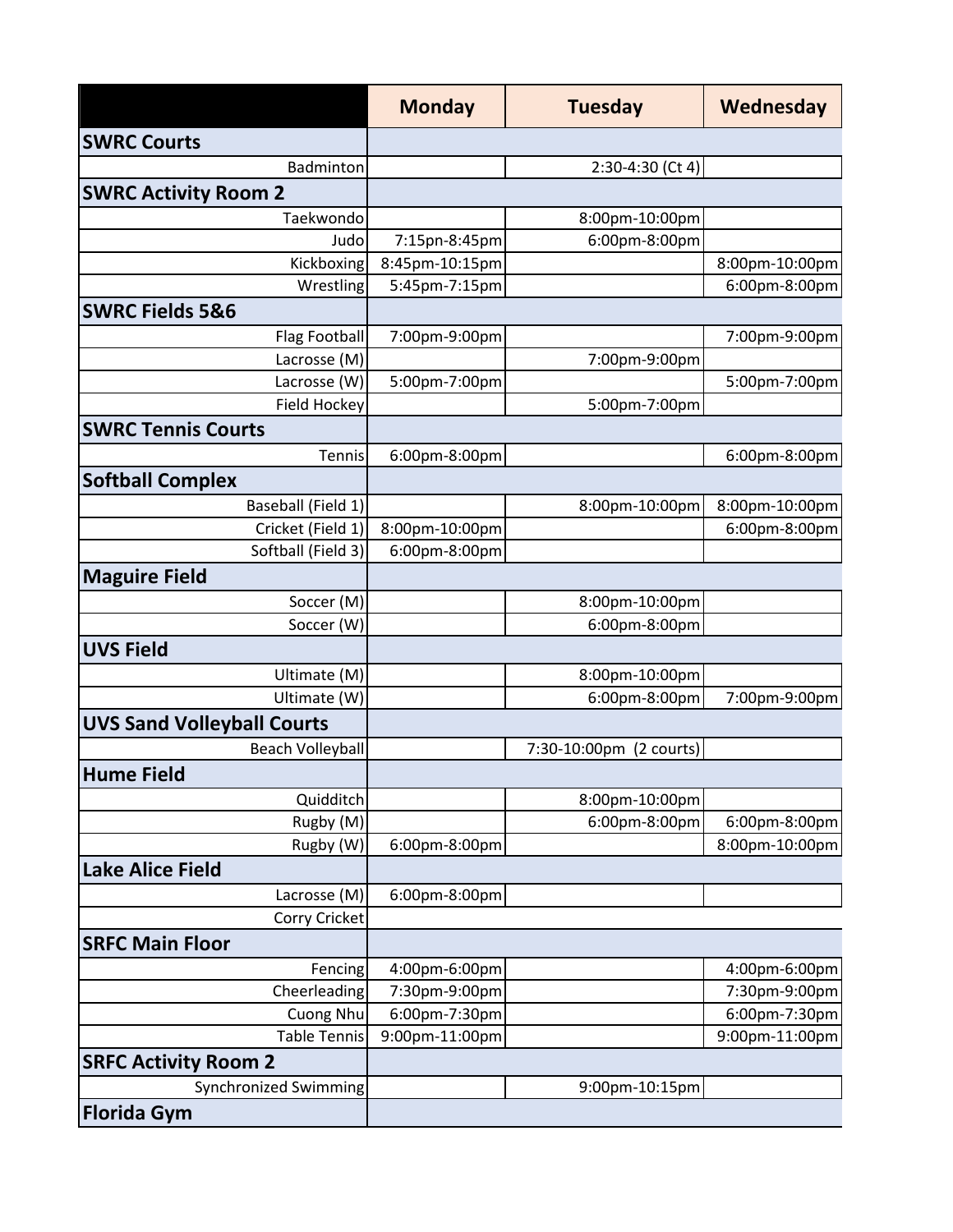| | Monday | Tuesday | Wednesday |
|---|---|---|---|
| **SWRC Courts** | | | |
| Badminton | | 2:30-4:30 (Ct 4) | |
| **SWRC Activity Room 2** | | | |
| Taekwondo | | 8:00pm-10:00pm | |
| Judo | 7:15pn-8:45pm | 6:00pm-8:00pm | |
| Kickboxing | 8:45pm-10:15pm | | 8:00pm-10:00pm |
| Wrestling | 5:45pm-7:15pm | | 6:00pm-8:00pm |
| **SWRC Fields 5&6** | | | |
| Flag Football | 7:00pm-9:00pm | | 7:00pm-9:00pm |
| Lacrosse (M) | | 7:00pm-9:00pm | |
| Lacrosse (W) | 5:00pm-7:00pm | | 5:00pm-7:00pm |
| Field Hockey | | 5:00pm-7:00pm | |
| **SWRC Tennis Courts** | | | |
| Tennis | 6:00pm-8:00pm | | 6:00pm-8:00pm |
| **Softball Complex** | | | |
| Baseball (Field 1) | | 8:00pm-10:00pm | 8:00pm-10:00pm |
| Cricket (Field 1) | 8:00pm-10:00pm | | 6:00pm-8:00pm |
| Softball (Field 3) | 6:00pm-8:00pm | | |
| **Maguire Field** | | | |
| Soccer (M) | | 8:00pm-10:00pm | |
| Soccer (W) | | 6:00pm-8:00pm | |
| **UVS Field** | | | |
| Ultimate (M) | | 8:00pm-10:00pm | |
| Ultimate (W) | | 6:00pm-8:00pm | 7:00pm-9:00pm |
| **UVS Sand Volleyball Courts** | | | |
| Beach Volleyball | | 7:30-10:00pm (2 courts) | |
| **Hume Field** | | | |
| Quidditch | | 8:00pm-10:00pm | |
| Rugby (M) | | 6:00pm-8:00pm | 6:00pm-8:00pm |
| Rugby (W) | 6:00pm-8:00pm | | 8:00pm-10:00pm |
| **Lake Alice Field** | | | |
| Lacrosse (M) | 6:00pm-8:00pm | | |
| Corry Cricket | | | |
| **SRFC Main Floor** | | | |
| Fencing | 4:00pm-6:00pm | | 4:00pm-6:00pm |
| Cheerleading | 7:30pm-9:00pm | | 7:30pm-9:00pm |
| Cuong Nhu | 6:00pm-7:30pm | | 6:00pm-7:30pm |
| Table Tennis | 9:00pm-11:00pm | | 9:00pm-11:00pm |
| **SRFC Activity Room 2** | | | |
| Synchronized Swimming | | 9:00pm-10:15pm | |
| **Florida Gym** | | | |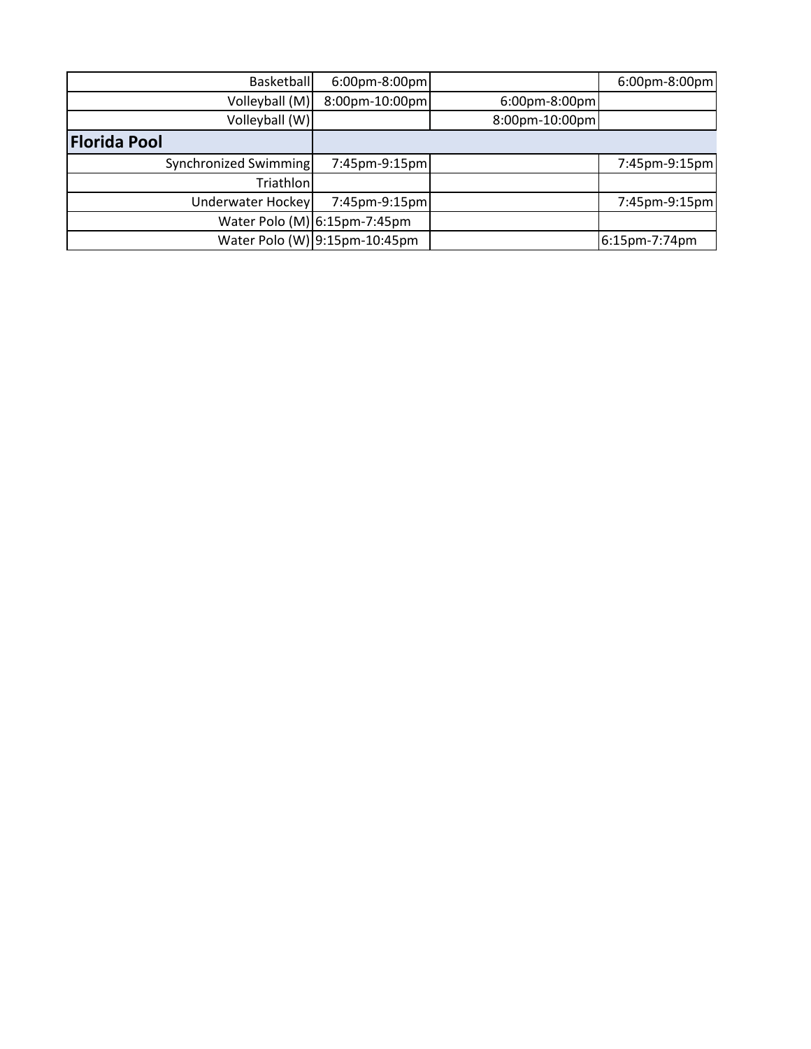| | | | |
|---|---|---|---|
| Basketball | 6:00pm-8:00pm | | 6:00pm-8:00pm |
| Volleyball (M) | 8:00pm-10:00pm | 6:00pm-8:00pm | |
| Volleyball (W) | | 8:00pm-10:00pm | |
| **Florida Pool** | | | |
| Synchronized Swimming | 7:45pm-9:15pm | | 7:45pm-9:15pm |
| Triathlon | | | |
| Underwater Hockey | 7:45pm-9:15pm | | 7:45pm-9:15pm |
| Water Polo (M) | 6:15pm-7:45pm | | |
| Water Polo (W) | 9:15pm-10:45pm | | 6:15pm-7:74pm |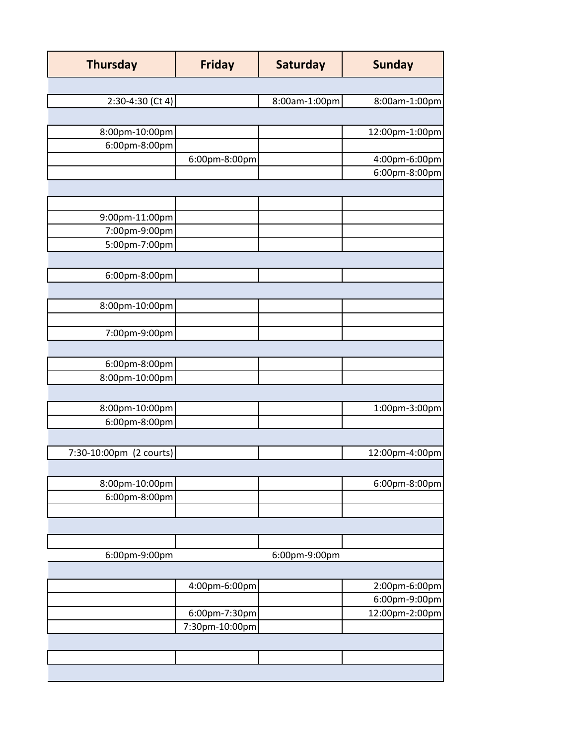| Thursday | Friday | Saturday | Sunday |
|---|---|---|---|
| | | | |
| 2:30-4:30 (Ct 4) | | 8:00am-1:00pm | 8:00am-1:00pm |
| | | | |
| 8:00pm-10:00pm | | | 12:00pm-1:00pm |
| 6:00pm-8:00pm | | | |
| | 6:00pm-8:00pm | | 4:00pm-6:00pm |
| | | | 6:00pm-8:00pm |
| | | | |
| | | | |
| 9:00pm-11:00pm | | | |
| 7:00pm-9:00pm | | | |
| 5:00pm-7:00pm | | | |
| | | | |
| 6:00pm-8:00pm | | | |
| | | | |
| 8:00pm-10:00pm | | | |
| | | | |
| 7:00pm-9:00pm | | | |
| | | | |
| 6:00pm-8:00pm | | | |
| 8:00pm-10:00pm | | | |
| | | | |
| 8:00pm-10:00pm | | | 1:00pm-3:00pm |
| 6:00pm-8:00pm | | | |
| | | | |
| 7:30-10:00pm (2 courts) | | | 12:00pm-4:00pm |
| | | | |
| 8:00pm-10:00pm | | | 6:00pm-8:00pm |
| 6:00pm-8:00pm | | | |
| | | | |
| | | | |
| | | | |
| 6:00pm-9:00pm | | 6:00pm-9:00pm | |
| | | | |
| | 4:00pm-6:00pm | | 2:00pm-6:00pm |
| | | | 6:00pm-9:00pm |
| | 6:00pm-7:30pm | | 12:00pm-2:00pm |
| | 7:30pm-10:00pm | | |
| | | | |
| | | | |
| | | | |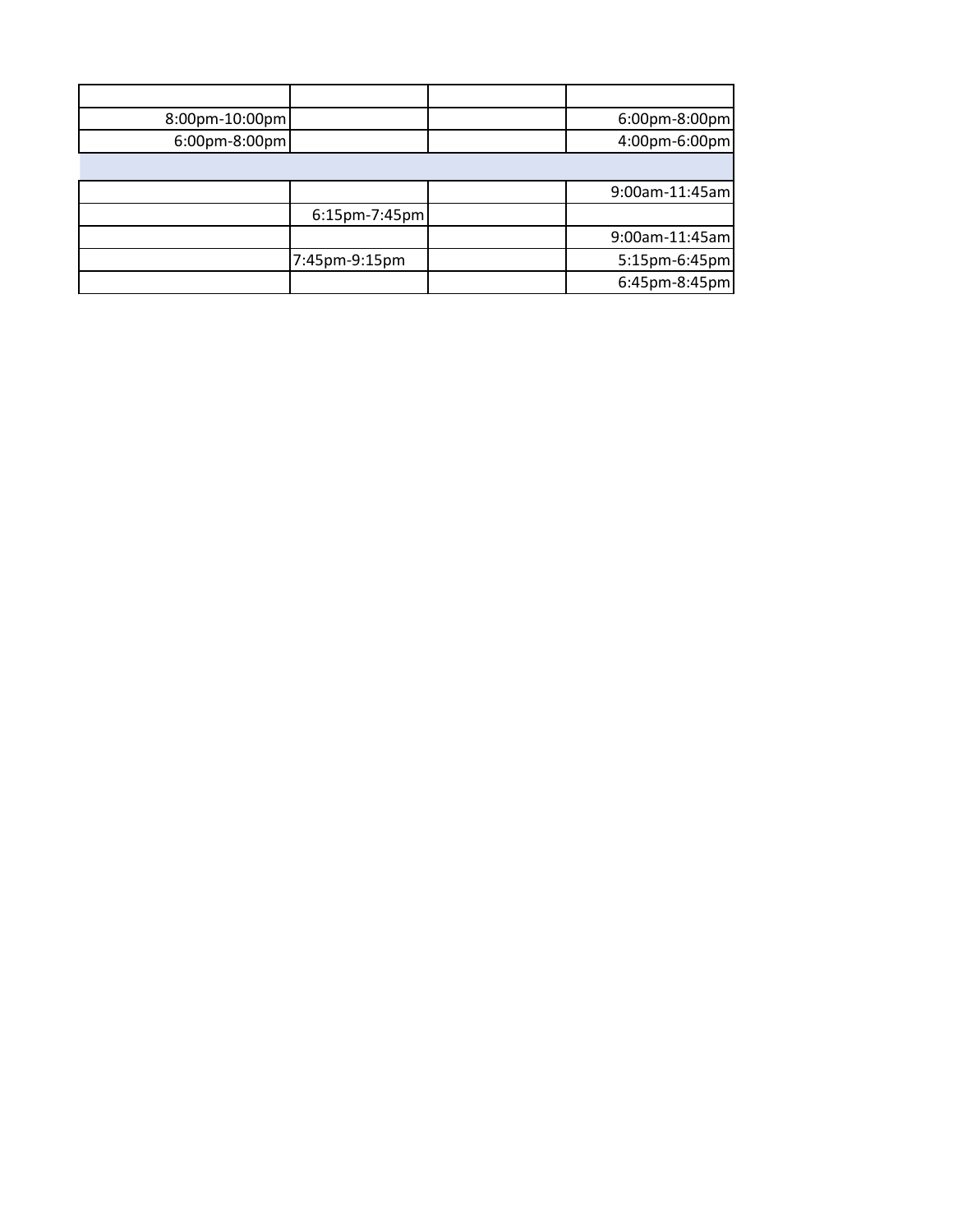| | | | |
|---|---|---|---|
| | | | |
| 8:00pm-10:00pm | | | 6:00pm-8:00pm |
| 6:00pm-8:00pm | | | 4:00pm-6:00pm |
| | | | |
| | | | 9:00am-11:45am |
| | 6:15pm-7:45pm | | |
| | | | 9:00am-11:45am |
| | 7:45pm-9:15pm | | 5:15pm-6:45pm |
| | | | 6:45pm-8:45pm |